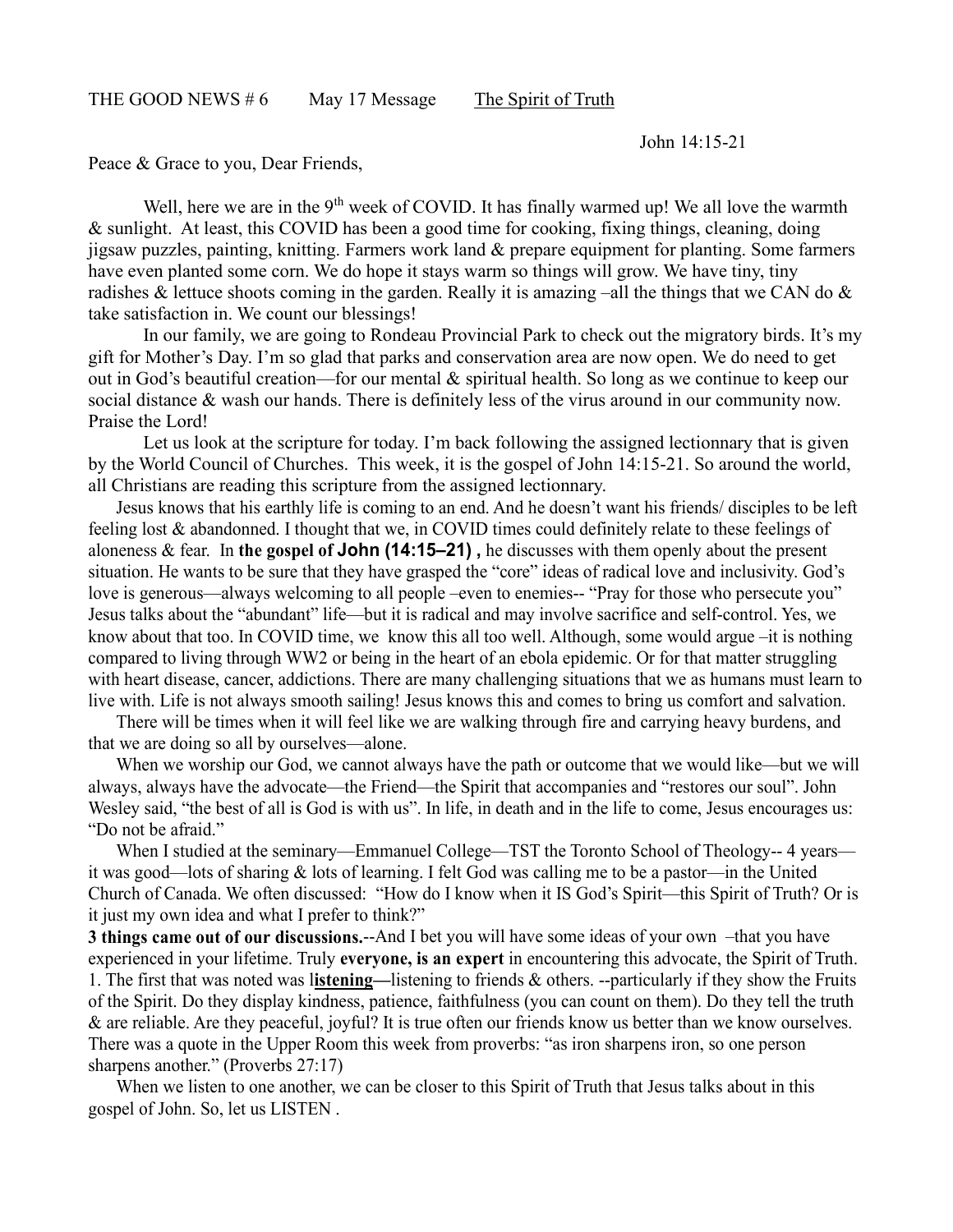THE GOOD NEWS # 6 May 17 Message <u>The Spirit of Truth</u>

John 14:15-21

Peace & Grace to you, Dear Friends,

Well, here we are in the 9th week of COVID. It has finally warmed up! We all love the warmth & sunlight. At least, this COVID has been a good time for cooking, fixing things, cleaning, doing jigsaw puzzles, painting, knitting. Farmers work land & prepare equipment for planting. Some farmers have even planted some corn. We do hope it stays warm so things will grow. We have tiny, tiny radishes & lettuce shoots coming in the garden. Really it is amazing –all the things that we CAN do & take satisfaction in. We count our blessings!

In our family, we are going to Rondeau Provincial Park to check out the migratory birds. It's my gift for Mother's Day. I'm so glad that parks and conservation area are now open. We do need to get out in God's beautiful creation—for our mental & spiritual health. So long as we continue to keep our social distance & wash our hands. There is definitely less of the virus around in our community now. Praise the Lord!

Let us look at the scripture for today. I'm back following the assigned lectionnary that is given by the World Council of Churches. This week, it is the gospel of John 14:15-21. So around the world, all Christians are reading this scripture from the assigned lectionnary.

Jesus knows that his earthly life is coming to an end. And he doesn't want his friends/ disciples to be left feeling lost & abandonned. I thought that we, in COVID times could definitely relate to these feelings of aloneness & fear. In **the gospel of John (14:15–21) ,** he discusses with them openly about the present situation. He wants to be sure that they have grasped the "core" ideas of radical love and inclusivity. God's love is generous—always welcoming to all people –even to enemies-- "Pray for those who persecute you" Jesus talks about the "abundant" life—but it is radical and may involve sacrifice and self-control. Yes, we know about that too. In COVID time, we know this all too well. Although, some would argue –it is nothing compared to living through WW2 or being in the heart of an ebola epidemic. Or for that matter struggling with heart disease, cancer, addictions. There are many challenging situations that we as humans must learn to live with. Life is not always smooth sailing! Jesus knows this and comes to bring us comfort and salvation.

There will be times when it will feel like we are walking through fire and carrying heavy burdens, and that we are doing so all by ourselves—alone.

When we worship our God, we cannot always have the path or outcome that we would like—but we will always, always have the advocate—the Friend—the Spirit that accompanies and "restores our soul". John Wesley said, "the best of all is God is with us". In life, in death and in the life to come, Jesus encourages us: "Do not be afraid."

When I studied at the seminary—Emmanuel College—TST the Toronto School of Theology-- 4 years—it was good—lots of sharing & lots of learning. I felt God was calling me to be a pastor—in the United Church of Canada. We often discussed: "How do I know when it IS God's Spirit—this Spirit of Truth? Or is it just my own idea and what I prefer to think?"

**3 things came out of our discussions.**--And I bet you will have some ideas of your own –that you have experienced in your lifetime. Truly **everyone, is an expert** in encountering this advocate, the Spirit of Truth.

1. The first that was noted was l**<u>istening</u>—**listening to friends & others. --particularly if they show the Fruits of the Spirit. Do they display kindness, patience, faithfulness (you can count on them). Do they tell the truth & are reliable. Are they peaceful, joyful? It is true often our friends know us better than we know ourselves. There was a quote in the Upper Room this week from proverbs: "as iron sharpens iron, so one person sharpens another." (Proverbs 27:17)

When we listen to one another, we can be closer to this Spirit of Truth that Jesus talks about in this gospel of John. So, let us LISTEN .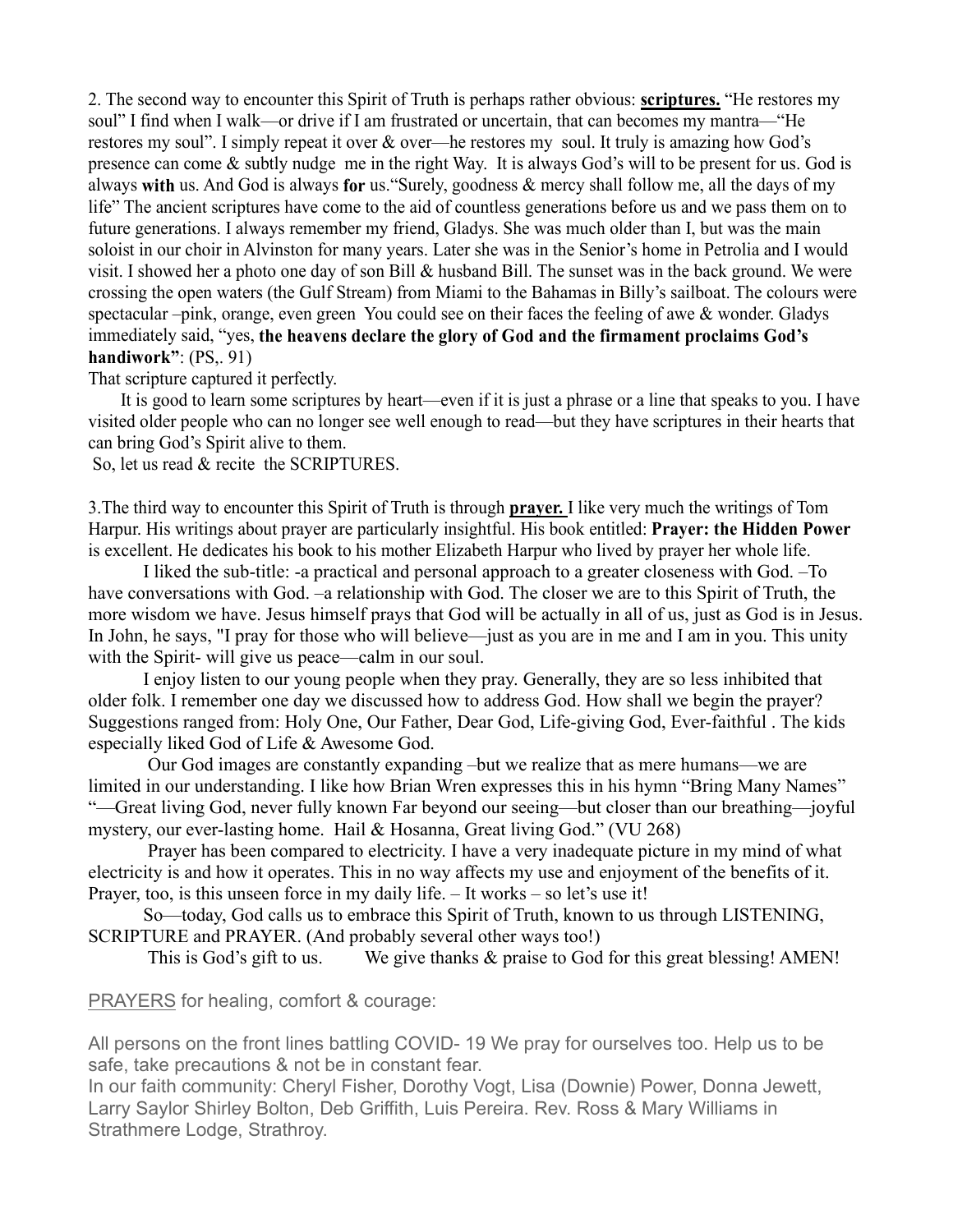2. The second way to encounter this Spirit of Truth is perhaps rather obvious: **scriptures.** "He restores my soul" I find when I walk—or drive if I am frustrated or uncertain, that can becomes my mantra—"He restores my soul". I simply repeat it over & over—he restores my soul. It truly is amazing how God's presence can come & subtly nudge me in the right Way. It is always God's will to be present for us. God is always **with** us. And God is always **for** us."Surely, goodness & mercy shall follow me, all the days of my life" The ancient scriptures have come to the aid of countless generations before us and we pass them on to future generations. I always remember my friend, Gladys. She was much older than I, but was the main soloist in our choir in Alvinston for many years. Later she was in the Senior's home in Petrolia and I would visit. I showed her a photo one day of son Bill & husband Bill. The sunset was in the back ground. We were crossing the open waters (the Gulf Stream) from Miami to the Bahamas in Billy's sailboat. The colours were spectacular –pink, orange, even green You could see on their faces the feeling of awe & wonder. Gladys immediately said, "yes, **the heavens declare the glory of God and the firmament proclaims God's handiwork"**: (PS,. 91)

That scripture captured it perfectly.

It is good to learn some scriptures by heart—even if it is just a phrase or a line that speaks to you. I have visited older people who can no longer see well enough to read—but they have scriptures in their hearts that can bring God's Spirit alive to them.

So, let us read & recite the SCRIPTURES.

3.The third way to encounter this Spirit of Truth is through **prayer.** I like very much the writings of Tom Harpur. His writings about prayer are particularly insightful. His book entitled: **Prayer: the Hidden Power** is excellent. He dedicates his book to his mother Elizabeth Harpur who lived by prayer her whole life.

I liked the sub-title: -a practical and personal approach to a greater closeness with God. –To have conversations with God. –a relationship with God. The closer we are to this Spirit of Truth, the more wisdom we have. Jesus himself prays that God will be actually in all of us, just as God is in Jesus. In John, he says, "I pray for those who will believe—just as you are in me and I am in you. This unity with the Spirit- will give us peace—calm in our soul.

I enjoy listen to our young people when they pray. Generally, they are so less inhibited that older folk. I remember one day we discussed how to address God. How shall we begin the prayer? Suggestions ranged from: Holy One, Our Father, Dear God, Life-giving God, Ever-faithful . The kids especially liked God of Life & Awesome God.

Our God images are constantly expanding –but we realize that as mere humans—we are limited in our understanding. I like how Brian Wren expresses this in his hymn "Bring Many Names" "—Great living God, never fully known Far beyond our seeing—but closer than our breathing—joyful mystery, our ever-lasting home. Hail & Hosanna, Great living God." (VU 268)

Prayer has been compared to electricity. I have a very inadequate picture in my mind of what electricity is and how it operates. This in no way affects my use and enjoyment of the benefits of it. Prayer, too, is this unseen force in my daily life. – It works – so let's use it!

So—today, God calls us to embrace this Spirit of Truth, known to us through LISTENING, SCRIPTURE and PRAYER. (And probably several other ways too!)

This is God's gift to us. We give thanks & praise to God for this great blessing! AMEN!

PRAYERS for healing, comfort & courage:

All persons on the front lines battling COVID- 19 We pray for ourselves too. Help us to be safe, take precautions & not be in constant fear.

In our faith community: Cheryl Fisher, Dorothy Vogt, Lisa (Downie) Power, Donna Jewett, Larry Saylor Shirley Bolton, Deb Griffith, Luis Pereira. Rev. Ross & Mary Williams in Strathmere Lodge, Strathroy.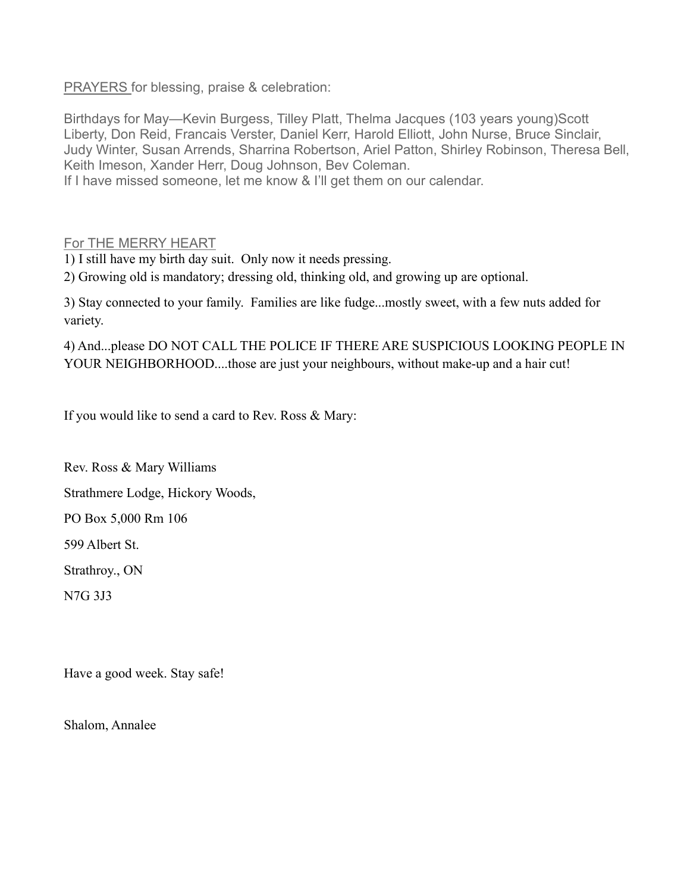PRAYERS for blessing, praise & celebration:

Birthdays for May—Kevin Burgess, Tilley Platt, Thelma Jacques (103 years young)Scott Liberty, Don Reid, Francais Verster, Daniel Kerr, Harold Elliott, John Nurse, Bruce Sinclair, Judy Winter, Susan Arrends, Sharrina Robertson, Ariel Patton, Shirley Robinson, Theresa Bell, Keith Imeson, Xander Herr, Doug Johnson, Bev Coleman.
If I have missed someone, let me know & I'll get them on our calendar.

For THE MERRY HEART

1) I still have my birth day suit. Only now it needs pressing.

2) Growing old is mandatory; dressing old, thinking old, and growing up are optional.

3) Stay connected to your family. Families are like fudge...mostly sweet, with a few nuts added for variety.

4) And...please DO NOT CALL THE POLICE IF THERE ARE SUSPICIOUS LOOKING PEOPLE IN YOUR NEIGHBORHOOD....those are just your neighbours, without make-up and a hair cut!

If you would like to send a card to Rev. Ross & Mary:

Rev. Ross & Mary Williams

Strathmere Lodge, Hickory Woods,

PO Box 5,000 Rm 106

599 Albert St.

Strathroy., ON

N7G 3J3

Have a good week. Stay safe!

Shalom, Annalee